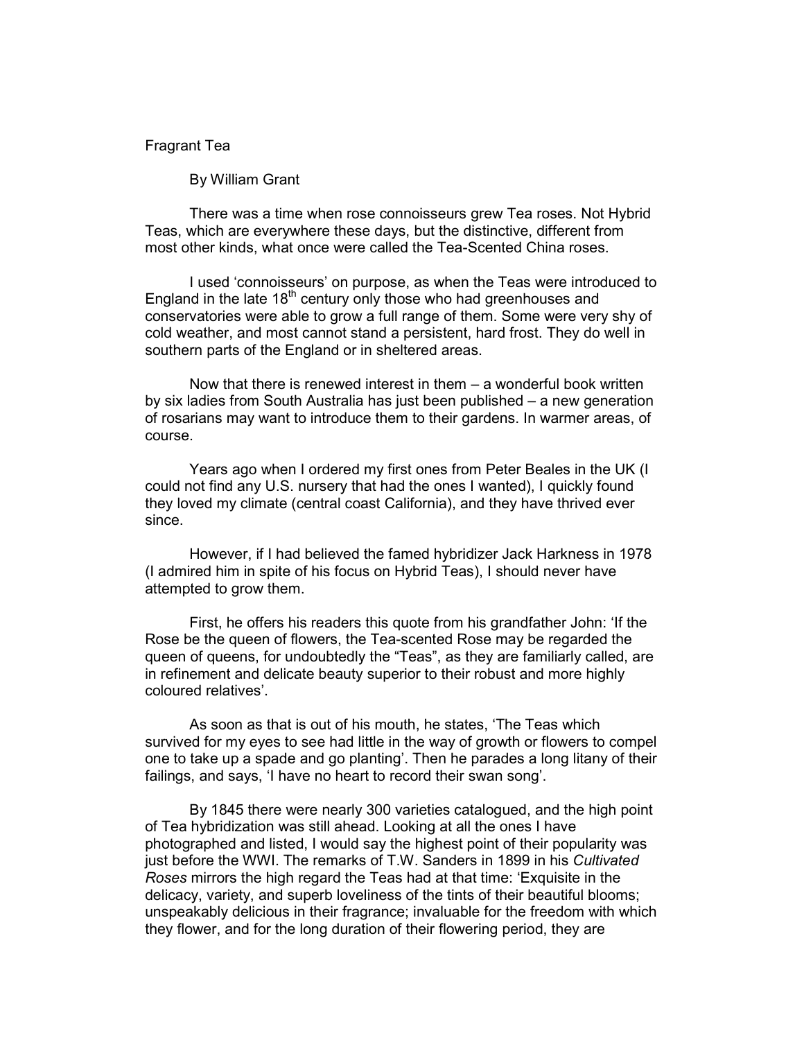# Fragrant Tea

By William Grant

There was a time when rose connoisseurs grew Tea roses. Not Hybrid Teas, which are everywhere these days, but the distinctive, different from most other kinds, what once were called the Tea-Scented China roses.

I used 'connoisseurs' on purpose, as when the Teas were introduced to England in the late 18th century only those who had greenhouses and conservatories were able to grow a full range of them. Some were very shy of cold weather, and most cannot stand a persistent, hard frost. They do well in southern parts of the England or in sheltered areas.

Now that there is renewed interest in them – a wonderful book written by six ladies from South Australia has just been published – a new generation of rosarians may want to introduce them to their gardens. In warmer areas, of course.

Years ago when I ordered my first ones from Peter Beales in the UK (I could not find any U.S. nursery that had the ones I wanted), I quickly found they loved my climate (central coast California), and they have thrived ever since.

However, if I had believed the famed hybridizer Jack Harkness in 1978 (I admired him in spite of his focus on Hybrid Teas), I should never have attempted to grow them.

First, he offers his readers this quote from his grandfather John: 'If the Rose be the queen of flowers, the Tea-scented Rose may be regarded the queen of queens, for undoubtedly the "Teas", as they are familiarly called, are in refinement and delicate beauty superior to their robust and more highly coloured relatives'.

As soon as that is out of his mouth, he states, 'The Teas which survived for my eyes to see had little in the way of growth or flowers to compel one to take up a spade and go planting'. Then he parades a long litany of their failings, and says, 'I have no heart to record their swan song'.

By 1845 there were nearly 300 varieties catalogued, and the high point of Tea hybridization was still ahead. Looking at all the ones I have photographed and listed, I would say the highest point of their popularity was just before the WWI. The remarks of T.W. Sanders in 1899 in his *Cultivated Roses* mirrors the high regard the Teas had at that time: 'Exquisite in the delicacy, variety, and superb loveliness of the tints of their beautiful blooms; unspeakably delicious in their fragrance; invaluable for the freedom with which they flower, and for the long duration of their flowering period, they are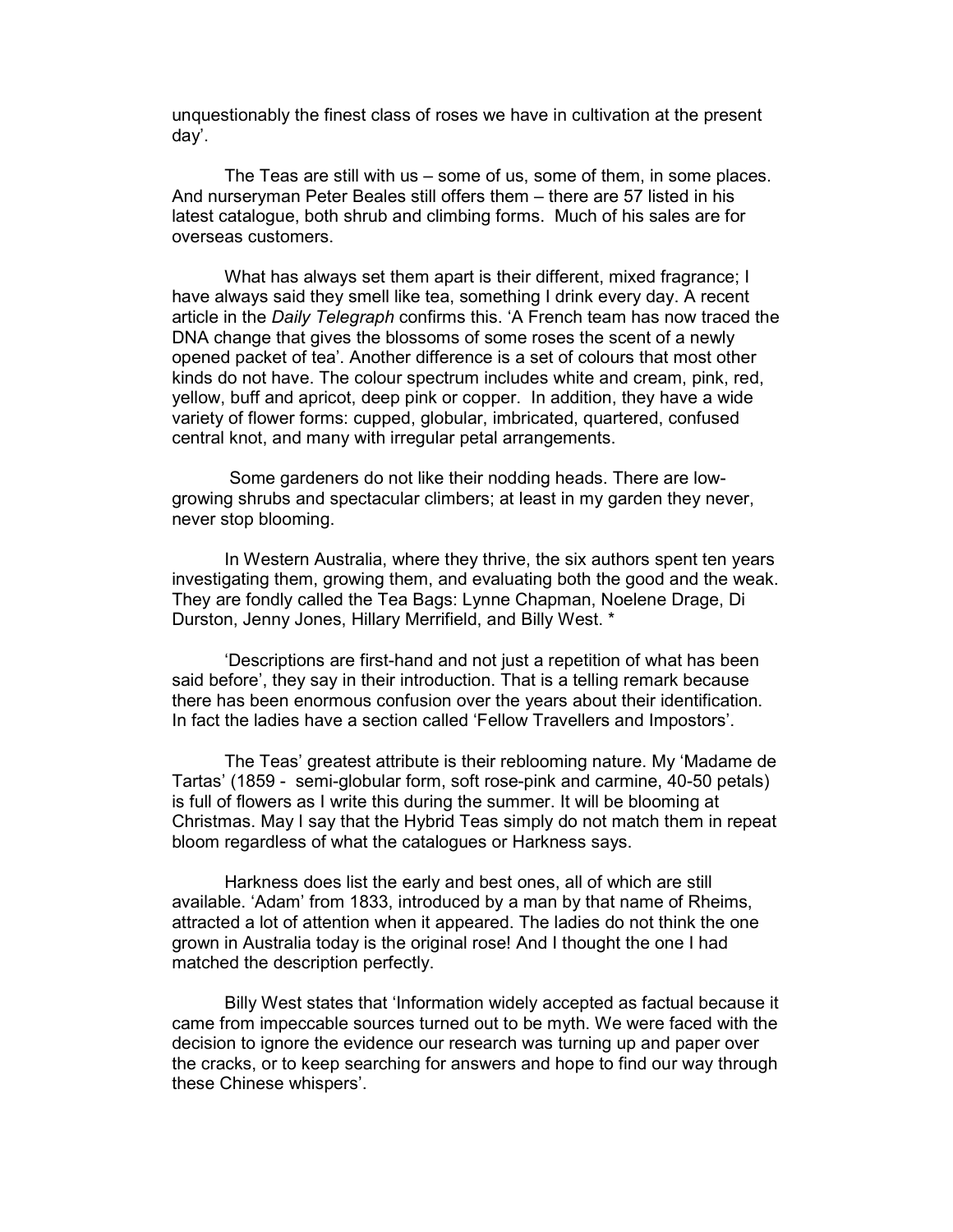unquestionably the finest class of roses we have in cultivation at the present day'.

The Teas are still with us – some of us, some of them, in some places. And nurseryman Peter Beales still offers them – there are 57 listed in his latest catalogue, both shrub and climbing forms. Much of his sales are for overseas customers.

What has always set them apart is their different, mixed fragrance; I have always said they smell like tea, something I drink every day. A recent article in the *Daily Telegraph* confirms this. 'A French team has now traced the DNA change that gives the blossoms of some roses the scent of a newly opened packet of tea'. Another difference is a set of colours that most other kinds do not have. The colour spectrum includes white and cream, pink, red, yellow, buff and apricot, deep pink or copper. In addition, they have a wide variety of flower forms: cupped, globular, imbricated, quartered, confused central knot, and many with irregular petal arrangements.

Some gardeners do not like their nodding heads. There are low-growing shrubs and spectacular climbers; at least in my garden they never, never stop blooming.

In Western Australia, where they thrive, the six authors spent ten years investigating them, growing them, and evaluating both the good and the weak. They are fondly called the Tea Bags: Lynne Chapman, Noelene Drage, Di Durston, Jenny Jones, Hillary Merrifield, and Billy West. *

'Descriptions are first-hand and not just a repetition of what has been said before', they say in their introduction. That is a telling remark because there has been enormous confusion over the years about their identification. In fact the ladies have a section called 'Fellow Travellers and Impostors'.

The Teas' greatest attribute is their reblooming nature. My 'Madame de Tartas' (1859 - semi-globular form, soft rose-pink and carmine, 40-50 petals) is full of flowers as I write this during the summer. It will be blooming at Christmas. May I say that the Hybrid Teas simply do not match them in repeat bloom regardless of what the catalogues or Harkness says.

Harkness does list the early and best ones, all of which are still available. 'Adam' from 1833, introduced by a man by that name of Rheims, attracted a lot of attention when it appeared. The ladies do not think the one grown in Australia today is the original rose! And I thought the one I had matched the description perfectly.

Billy West states that 'Information widely accepted as factual because it came from impeccable sources turned out to be myth. We were faced with the decision to ignore the evidence our research was turning up and paper over the cracks, or to keep searching for answers and hope to find our way through these Chinese whispers'.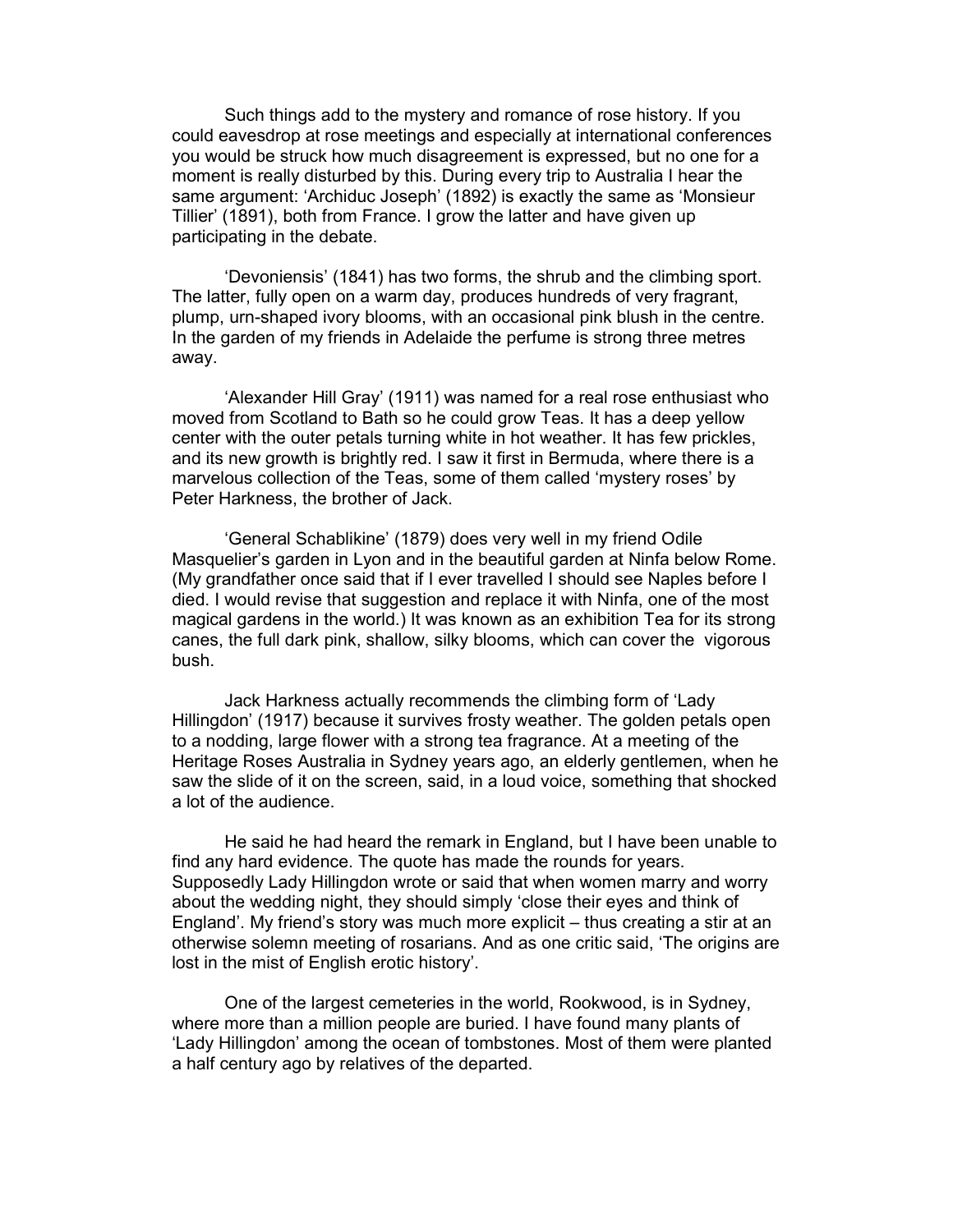Such things add to the mystery and romance of rose history. If you could eavesdrop at rose meetings and especially at international conferences you would be struck how much disagreement is expressed, but no one for a moment is really disturbed by this. During every trip to Australia I hear the same argument: 'Archiduc Joseph' (1892) is exactly the same as 'Monsieur Tillier' (1891), both from France. I grow the latter and have given up participating in the debate.

'Devoniensis' (1841) has two forms, the shrub and the climbing sport. The latter, fully open on a warm day, produces hundreds of very fragrant, plump, urn-shaped ivory blooms, with an occasional pink blush in the centre. In the garden of my friends in Adelaide the perfume is strong three metres away.

'Alexander Hill Gray' (1911) was named for a real rose enthusiast who moved from Scotland to Bath so he could grow Teas. It has a deep yellow center with the outer petals turning white in hot weather. It has few prickles, and its new growth is brightly red. I saw it first in Bermuda, where there is a marvelous collection of the Teas, some of them called 'mystery roses' by Peter Harkness, the brother of Jack.

'General Schablikine' (1879) does very well in my friend Odile Masquelier's garden in Lyon and in the beautiful garden at Ninfa below Rome. (My grandfather once said that if I ever travelled I should see Naples before I died. I would revise that suggestion and replace it with Ninfa, one of the most magical gardens in the world.) It was known as an exhibition Tea for its strong canes, the full dark pink, shallow, silky blooms, which can cover the vigorous bush.

Jack Harkness actually recommends the climbing form of 'Lady Hillingdon' (1917) because it survives frosty weather. The golden petals open to a nodding, large flower with a strong tea fragrance. At a meeting of the Heritage Roses Australia in Sydney years ago, an elderly gentlemen, when he saw the slide of it on the screen, said, in a loud voice, something that shocked a lot of the audience.

He said he had heard the remark in England, but I have been unable to find any hard evidence. The quote has made the rounds for years. Supposedly Lady Hillingdon wrote or said that when women marry and worry about the wedding night, they should simply 'close their eyes and think of England'. My friend's story was much more explicit – thus creating a stir at an otherwise solemn meeting of rosarians. And as one critic said, 'The origins are lost in the mist of English erotic history'.

One of the largest cemeteries in the world, Rookwood, is in Sydney, where more than a million people are buried. I have found many plants of 'Lady Hillingdon' among the ocean of tombstones. Most of them were planted a half century ago by relatives of the departed.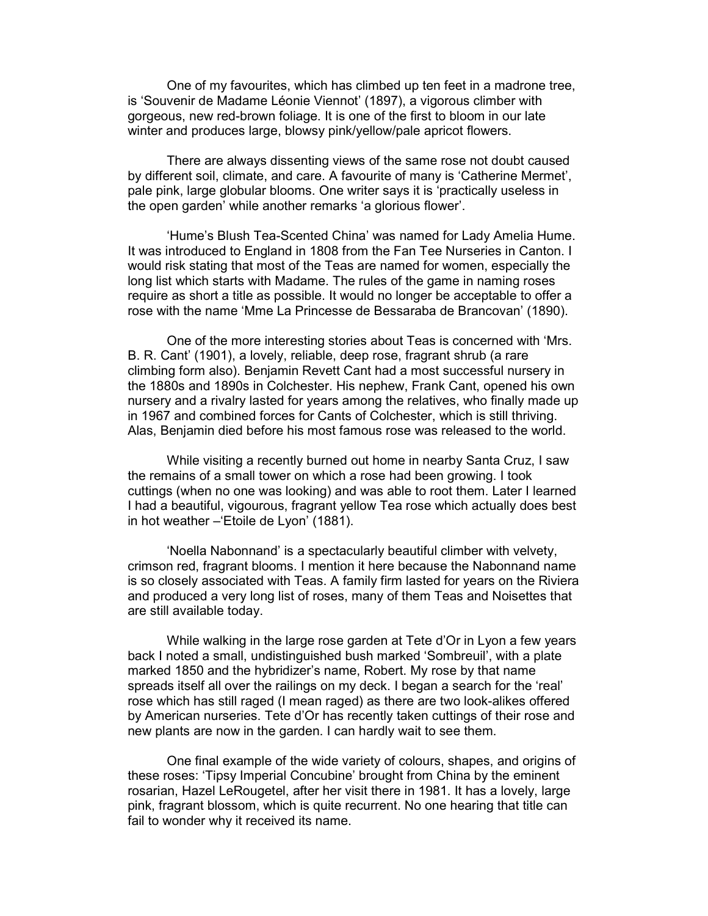One of my favourites, which has climbed up ten feet in a madrone tree, is 'Souvenir de Madame Léonie Viennot' (1897), a vigorous climber with gorgeous, new red-brown foliage. It is one of the first to bloom in our late winter and produces large, blowsy pink/yellow/pale apricot flowers.

There are always dissenting views of the same rose not doubt caused by different soil, climate, and care. A favourite of many is 'Catherine Mermet', pale pink, large globular blooms. One writer says it is 'practically useless in the open garden' while another remarks 'a glorious flower'.

'Hume's Blush Tea-Scented China' was named for Lady Amelia Hume. It was introduced to England in 1808 from the Fan Tee Nurseries in Canton. I would risk stating that most of the Teas are named for women, especially the long list which starts with Madame. The rules of the game in naming roses require as short a title as possible. It would no longer be acceptable to offer a rose with the name 'Mme La Princesse de Bessaraba de Brancovan' (1890).

One of the more interesting stories about Teas is concerned with 'Mrs. B. R. Cant' (1901), a lovely, reliable, deep rose, fragrant shrub (a rare climbing form also). Benjamin Revett Cant had a most successful nursery in the 1880s and 1890s in Colchester. His nephew, Frank Cant, opened his own nursery and a rivalry lasted for years among the relatives, who finally made up in 1967 and combined forces for Cants of Colchester, which is still thriving. Alas, Benjamin died before his most famous rose was released to the world.

While visiting a recently burned out home in nearby Santa Cruz, I saw the remains of a small tower on which a rose had been growing. I took cuttings (when no one was looking) and was able to root them. Later I learned I had a beautiful, vigourous, fragrant yellow Tea rose which actually does best in hot weather –'Etoile de Lyon' (1881).

'Noella Nabonnand' is a spectacularly beautiful climber with velvety, crimson red, fragrant blooms. I mention it here because the Nabonnand name is so closely associated with Teas. A family firm lasted for years on the Riviera and produced a very long list of roses, many of them Teas and Noisettes that are still available today.

While walking in the large rose garden at Tete d'Or in Lyon a few years back I noted a small, undistinguished bush marked 'Sombreuil', with a plate marked 1850 and the hybridizer's name, Robert. My rose by that name spreads itself all over the railings on my deck. I began a search for the 'real' rose which has still raged (I mean raged) as there are two look-alikes offered by American nurseries. Tete d'Or has recently taken cuttings of their rose and new plants are now in the garden. I can hardly wait to see them.

One final example of the wide variety of colours, shapes, and origins of these roses: 'Tipsy Imperial Concubine' brought from China by the eminent rosarian, Hazel LeRougetel, after her visit there in 1981. It has a lovely, large pink, fragrant blossom, which is quite recurrent. No one hearing that title can fail to wonder why it received its name.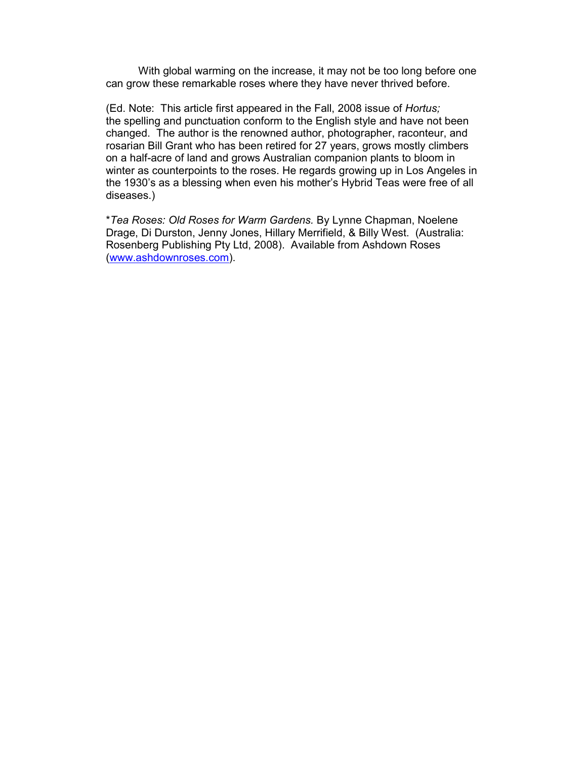With global warming on the increase, it may not be too long before one can grow these remarkable roses where they have never thrived before.

(Ed. Note: This article first appeared in the Fall, 2008 issue of *Hortus;* the spelling and punctuation conform to the English style and have not been changed. The author is the renowned author, photographer, raconteur, and rosarian Bill Grant who has been retired for 27 years, grows mostly climbers on a half-acre of land and grows Australian companion plants to bloom in winter as counterpoints to the roses. He regards growing up in Los Angeles in the 1930's as a blessing when even his mother's Hybrid Teas were free of all diseases.)

*\*Tea Roses: Old Roses for Warm Gardens.* By Lynne Chapman, Noelene Drage, Di Durston, Jenny Jones, Hillary Merrifield, & Billy West. (Australia: Rosenberg Publishing Pty Ltd, 2008). Available from Ashdown Roses ([www.ashdownroses.com](http://www.ashdownroses.com)).